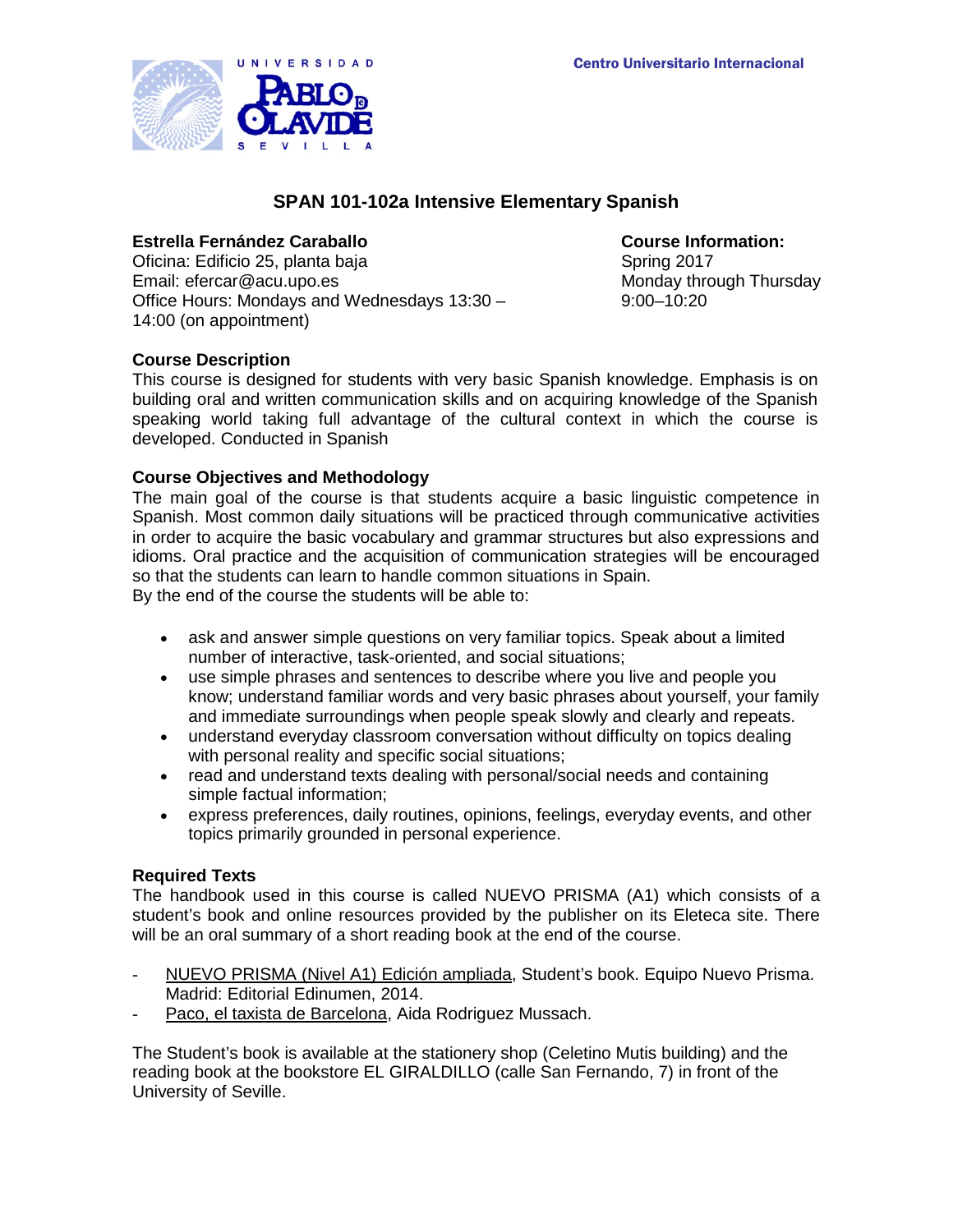UNIVERSIDAD PABLO DE OLAVIDE SEVILLA

Centro Universitario Internacional

# SPAN 101-102a Intensive Elementary Spanish

**Estrella Fernández Caraballo**
Oficina: Edificio 25, planta baja
Email: efercar@acu.upo.es
Office Hours: Mondays and Wednesdays 13:30 – 14:00 (on appointment)

**Course Information:**
Spring 2017
Monday through Thursday
9:00–10:20

### Course Description

This course is designed for students with very basic Spanish knowledge. Emphasis is on building oral and written communication skills and on acquiring knowledge of the Spanish speaking world taking full advantage of the cultural context in which the course is developed. Conducted in Spanish

### Course Objectives and Methodology

The main goal of the course is that students acquire a basic linguistic competence in Spanish. Most common daily situations will be practiced through communicative activities in order to acquire the basic vocabulary and grammar structures but also expressions and idioms. Oral practice and the acquisition of communication strategies will be encouraged so that the students can learn to handle common situations in Spain.
By the end of the course the students will be able to:

- ask and answer simple questions on very familiar topics. Speak about a limited number of interactive, task-oriented, and social situations;
- use simple phrases and sentences to describe where you live and people you know; understand familiar words and very basic phrases about yourself, your family and immediate surroundings when people speak slowly and clearly and repeats.
- understand everyday classroom conversation without difficulty on topics dealing with personal reality and specific social situations;
- read and understand texts dealing with personal/social needs and containing simple factual information;
- express preferences, daily routines, opinions, feelings, everyday events, and other topics primarily grounded in personal experience.

### Required Texts

The handbook used in this course is called NUEVO PRISMA (A1) which consists of a student's book and online resources provided by the publisher on its Eleteca site. There will be an oral summary of a short reading book at the end of the course.

- NUEVO PRISMA (Nivel A1) Edición ampliada, Student's book. Equipo Nuevo Prisma. Madrid: Editorial Edinumen, 2014.
- Paco, el taxista de Barcelona, Aida Rodriguez Mussach.

The Student's book is available at the stationery shop (Celetino Mutis building) and the reading book at the bookstore EL GIRALDILLO (calle San Fernando, 7) in front of the University of Seville.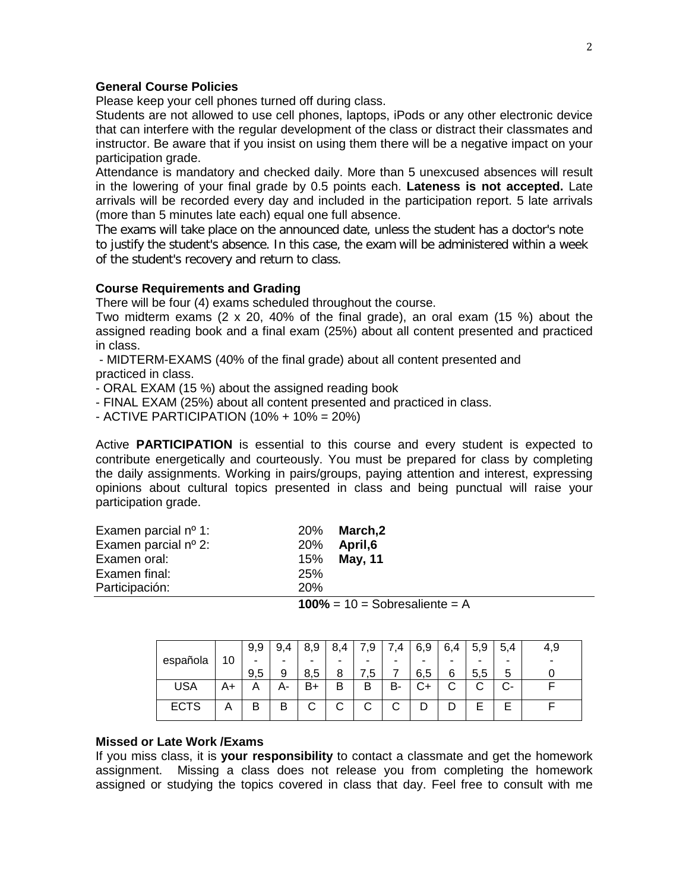**General Course Policies**

Please keep your cell phones turned off during class.

Students are not allowed to use cell phones, laptops, iPods or any other electronic device that can interfere with the regular development of the class or distract their classmates and instructor. Be aware that if you insist on using them there will be a negative impact on your participation grade.

Attendance is mandatory and checked daily. More than 5 unexcused absences will result in the lowering of your final grade by 0.5 points each. **Lateness is not accepted.** Late arrivals will be recorded every day and included in the participation report. 5 late arrivals (more than 5 minutes late each) equal one full absence.

The exams will take place on the announced date, unless the student has a doctor's note to justify the student's absence. In this case, the exam will be administered within a week of the student's recovery and return to class.

**Course Requirements and Grading**

There will be four (4) exams scheduled throughout the course.

Two midterm exams (2 x 20, 40% of the final grade), an oral exam (15 %) about the assigned reading book and a final exam (25%) about all content presented and practiced in class.

- MIDTERM-EXAMS (40% of the final grade) about all content presented and practiced in class.
- ORAL EXAM (15 %) about the assigned reading book
- FINAL EXAM (25%) about all content presented and practiced in class.
- ACTIVE PARTICIPATION (10% + 10% = 20%)

Active **PARTICIPATION** is essential to this course and every student is expected to contribute energetically and courteously. You must be prepared for class by completing the daily assignments. Working in pairs/groups, paying attention and interest, expressing opinions about cultural topics presented in class and being punctual will raise your participation grade.

| | | |
|---|---|---|
| Examen parcial nº 1: | 20% | **March,2** |
| Examen parcial nº 2: | 20% | **April,6** |
| Examen oral: | 15% | **May, 11** |
| Examen final: | 25% | |
| Participación: | 20% | |
| | **100%** = 10 = Sobresaliente = A | |

| española | 10 | 9,9 - 9,5 | 9,4 - 9 | 8,9 - 8,5 | 8,4 - 8 | 7,9 - 7,5 | 7,4 - 7 | 6,9 - 6,5 | 6,4 - 6 | 5,9 - 5,5 | 5,4 - 5 | 4,9 - 0 |
|---|---|---|---|---|---|---|---|---|---|---|---|---|
| USA | A+ | A | A- | B+ | B | B | B- | C+ | C | C | C- | F |
| ECTS | A | B | B | C | C | C | C | D | D | E | E | F |

**Missed or Late Work /Exams**

If you miss class, it is **your responsibility** to contact a classmate and get the homework assignment. Missing a class does not release you from completing the homework assigned or studying the topics covered in class that day. Feel free to consult with me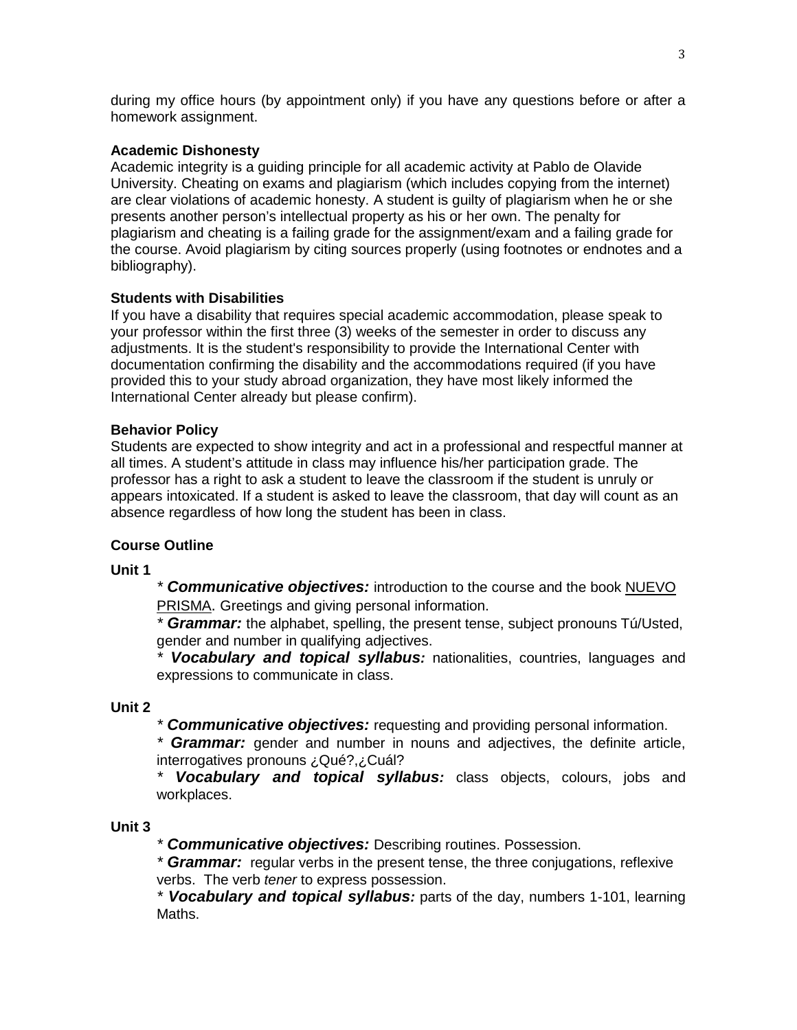during my office hours (by appointment only) if you have any questions before or after a homework assignment.

**Academic Dishonesty**

Academic integrity is a guiding principle for all academic activity at Pablo de Olavide University. Cheating on exams and plagiarism (which includes copying from the internet) are clear violations of academic honesty. A student is guilty of plagiarism when he or she presents another person's intellectual property as his or her own. The penalty for plagiarism and cheating is a failing grade for the assignment/exam and a failing grade for the course. Avoid plagiarism by citing sources properly (using footnotes or endnotes and a bibliography).

**Students with Disabilities**

If you have a disability that requires special academic accommodation, please speak to your professor within the first three (3) weeks of the semester in order to discuss any adjustments. It is the student's responsibility to provide the International Center with documentation confirming the disability and the accommodations required (if you have provided this to your study abroad organization, they have most likely informed the International Center already but please confirm).

**Behavior Policy**

Students are expected to show integrity and act in a professional and respectful manner at all times. A student's attitude in class may influence his/her participation grade. The professor has a right to ask a student to leave the classroom if the student is unruly or appears intoxicated. If a student is asked to leave the classroom, that day will count as an absence regardless of how long the student has been in class.

**Course Outline**

**Unit 1**

* ***Communicative objectives:*** introduction to the course and the book <u>NUEVO PRISMA</u>. Greetings and giving personal information.

* ***Grammar:*** the alphabet, spelling, the present tense, subject pronouns Tú/Usted, gender and number in qualifying adjectives.

* ***Vocabulary and topical syllabus:*** nationalities, countries, languages and expressions to communicate in class.

**Unit 2**

* ***Communicative objectives:*** requesting and providing personal information.

* ***Grammar:*** gender and number in nouns and adjectives, the definite article, interrogatives pronouns ¿Qué?,¿Cuál?

* ***Vocabulary and topical syllabus:*** class objects, colours, jobs and workplaces.

**Unit 3**

* ***Communicative objectives:*** Describing routines. Possession.

* ***Grammar:*** regular verbs in the present tense, the three conjugations, reflexive verbs. The verb *tener* to express possession.

* ***Vocabulary and topical syllabus:*** parts of the day, numbers 1-101, learning Maths.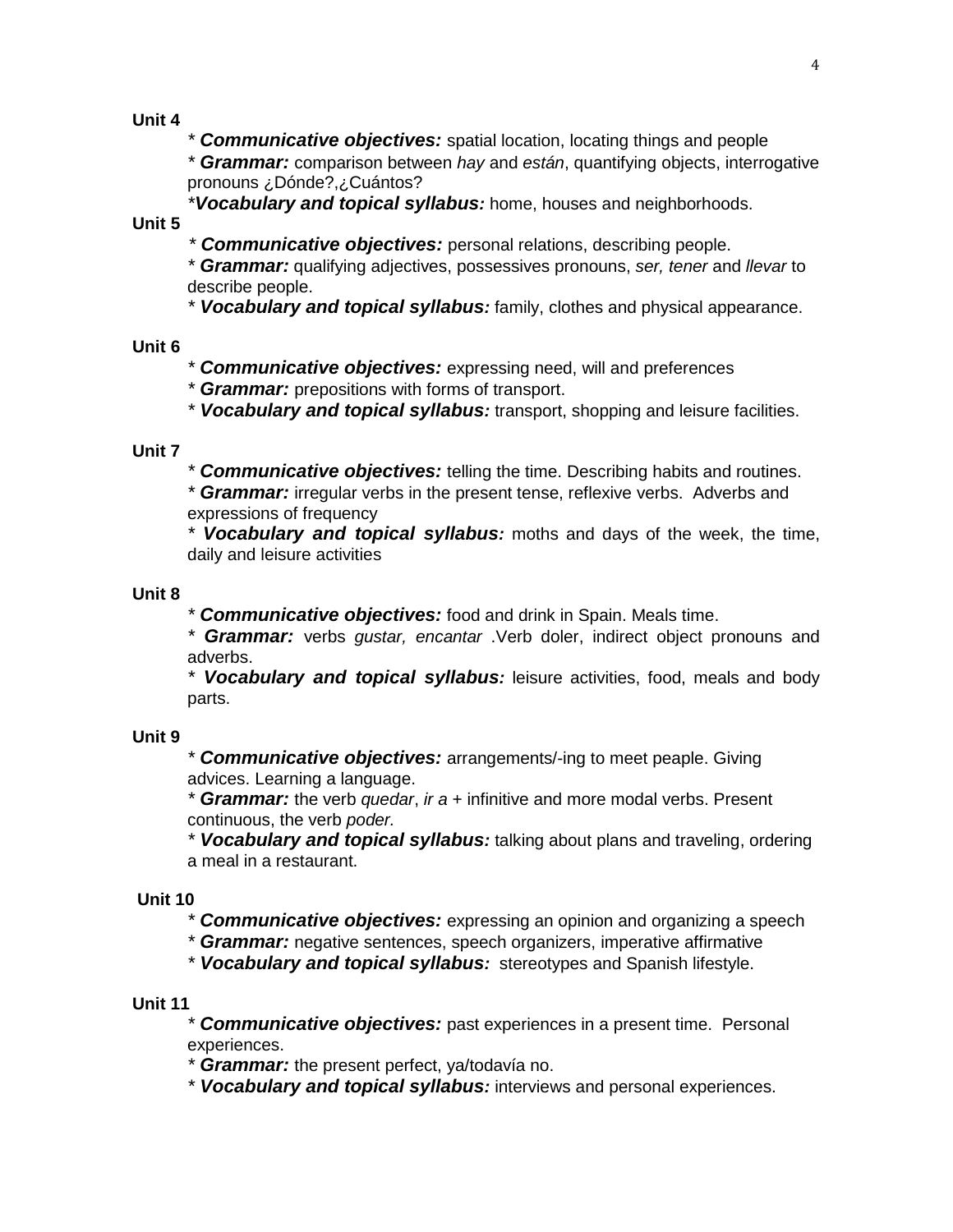**Unit 4**

* ***Communicative objectives:*** spatial location, locating things and people
* ***Grammar:*** comparison between *hay* and *están*, quantifying objects, interrogative pronouns ¿Dónde?,¿Cuántos?
* ***Vocabulary and topical syllabus:*** home, houses and neighborhoods.

**Unit 5**

* ***Communicative objectives:*** personal relations, describing people.
* ***Grammar:*** qualifying adjectives, possessives pronouns, *ser, tener* and *llevar* to describe people.
* ***Vocabulary and topical syllabus:*** family, clothes and physical appearance.

**Unit 6**

* ***Communicative objectives:*** expressing need, will and preferences
* ***Grammar:*** prepositions with forms of transport.
* ***Vocabulary and topical syllabus:*** transport, shopping and leisure facilities.

**Unit 7**

* ***Communicative objectives:*** telling the time. Describing habits and routines.
* ***Grammar:*** irregular verbs in the present tense, reflexive verbs. Adverbs and expressions of frequency
* ***Vocabulary and topical syllabus:*** moths and days of the week, the time, daily and leisure activities

**Unit 8**

* ***Communicative objectives:*** food and drink in Spain. Meals time.
* ***Grammar:*** verbs *gustar, encantar* .Verb doler, indirect object pronouns and adverbs.
* ***Vocabulary and topical syllabus:*** leisure activities, food, meals and body parts.

**Unit 9**

* ***Communicative objectives:*** arrangements/-ing to meet peaple. Giving advices. Learning a language.
* ***Grammar:*** the verb *quedar*, *ir a* + infinitive and more modal verbs. Present continuous, the verb *poder.*
* ***Vocabulary and topical syllabus:*** talking about plans and traveling, ordering a meal in a restaurant.

**Unit 10**

* ***Communicative objectives:*** expressing an opinion and organizing a speech
* ***Grammar:*** negative sentences, speech organizers, imperative affirmative
* ***Vocabulary and topical syllabus:*** stereotypes and Spanish lifestyle.

**Unit 11**

* ***Communicative objectives:*** past experiences in a present time. Personal experiences.
* ***Grammar:*** the present perfect, ya/todavía no.
* ***Vocabulary and topical syllabus:*** interviews and personal experiences.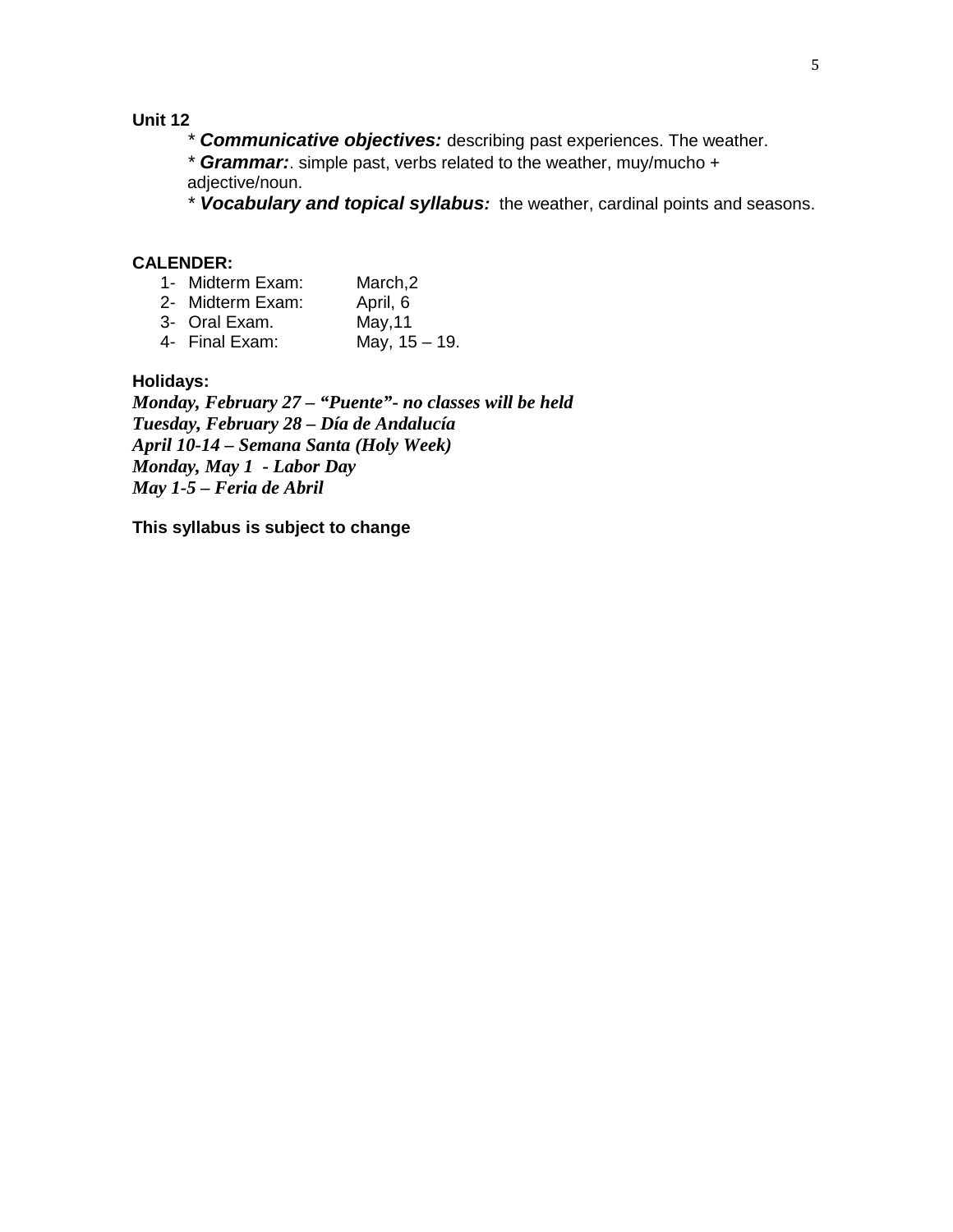**Unit 12**

* ***Communicative objectives:*** describing past experiences. The weather.
* ***Grammar:***. simple past, verbs related to the weather, muy/mucho + adjective/noun.
* ***Vocabulary and topical syllabus:*** the weather, cardinal points and seasons.

**CALENDER:**

1- Midterm Exam: March,2
2- Midterm Exam: April, 6
3- Oral Exam. May,11
4- Final Exam: May, 15 – 19.

**Holidays:**

***Monday, February 27 – "Puente"- no classes will be held***
***Tuesday, February 28 – Día de Andalucía***
***April 10-14 – Semana Santa (Holy Week)***
***Monday, May 1 - Labor Day***
***May 1-5 – Feria de Abril***

**This syllabus is subject to change**